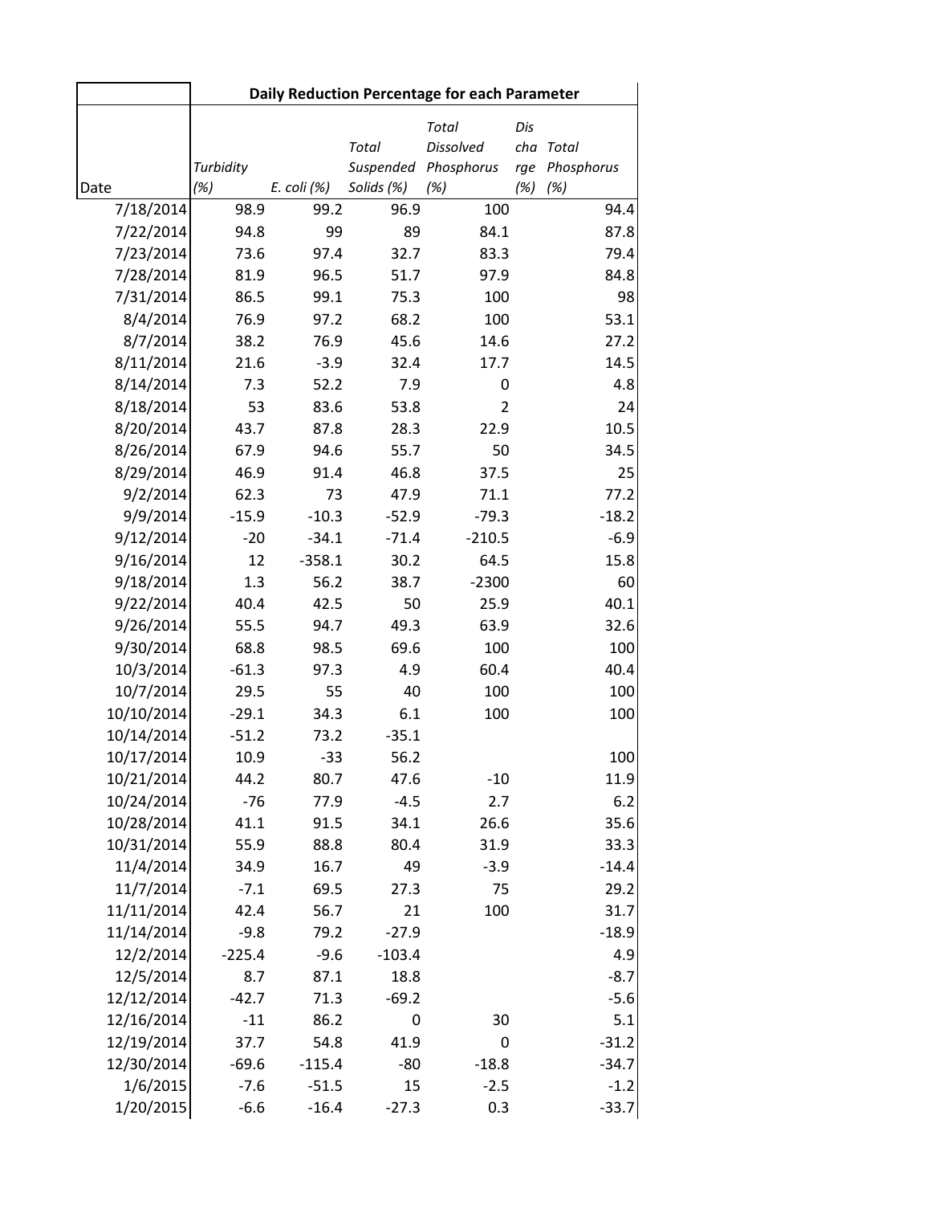| | Daily Reduction Percentage for each Parameter | | | | | |
|---|---|---|---|---|---|---|
| Date | *Turbidity (%)* | *E. coli (%)* | *Total Suspended Solids (%)* | *Total Dissolved Phosphorus (%)* | *Discharge (%)* | *Total Phosphorus (%)* |
| 7/18/2014 | 98.9 | 99.2 | 96.9 | 100 | | 94.4 |
| 7/22/2014 | 94.8 | 99 | 89 | 84.1 | | 87.8 |
| 7/23/2014 | 73.6 | 97.4 | 32.7 | 83.3 | | 79.4 |
| 7/28/2014 | 81.9 | 96.5 | 51.7 | 97.9 | | 84.8 |
| 7/31/2014 | 86.5 | 99.1 | 75.3 | 100 | | 98 |
| 8/4/2014 | 76.9 | 97.2 | 68.2 | 100 | | 53.1 |
| 8/7/2014 | 38.2 | 76.9 | 45.6 | 14.6 | | 27.2 |
| 8/11/2014 | 21.6 | -3.9 | 32.4 | 17.7 | | 14.5 |
| 8/14/2014 | 7.3 | 52.2 | 7.9 | 0 | | 4.8 |
| 8/18/2014 | 53 | 83.6 | 53.8 | 2 | | 24 |
| 8/20/2014 | 43.7 | 87.8 | 28.3 | 22.9 | | 10.5 |
| 8/26/2014 | 67.9 | 94.6 | 55.7 | 50 | | 34.5 |
| 8/29/2014 | 46.9 | 91.4 | 46.8 | 37.5 | | 25 |
| 9/2/2014 | 62.3 | 73 | 47.9 | 71.1 | | 77.2 |
| 9/9/2014 | -15.9 | -10.3 | -52.9 | -79.3 | | -18.2 |
| 9/12/2014 | -20 | -34.1 | -71.4 | -210.5 | | -6.9 |
| 9/16/2014 | 12 | -358.1 | 30.2 | 64.5 | | 15.8 |
| 9/18/2014 | 1.3 | 56.2 | 38.7 | -2300 | | 60 |
| 9/22/2014 | 40.4 | 42.5 | 50 | 25.9 | | 40.1 |
| 9/26/2014 | 55.5 | 94.7 | 49.3 | 63.9 | | 32.6 |
| 9/30/2014 | 68.8 | 98.5 | 69.6 | 100 | | 100 |
| 10/3/2014 | -61.3 | 97.3 | 4.9 | 60.4 | | 40.4 |
| 10/7/2014 | 29.5 | 55 | 40 | 100 | | 100 |
| 10/10/2014 | -29.1 | 34.3 | 6.1 | 100 | | 100 |
| 10/14/2014 | -51.2 | 73.2 | -35.1 | | | |
| 10/17/2014 | 10.9 | -33 | 56.2 | | | 100 |
| 10/21/2014 | 44.2 | 80.7 | 47.6 | -10 | | 11.9 |
| 10/24/2014 | -76 | 77.9 | -4.5 | 2.7 | | 6.2 |
| 10/28/2014 | 41.1 | 91.5 | 34.1 | 26.6 | | 35.6 |
| 10/31/2014 | 55.9 | 88.8 | 80.4 | 31.9 | | 33.3 |
| 11/4/2014 | 34.9 | 16.7 | 49 | -3.9 | | -14.4 |
| 11/7/2014 | -7.1 | 69.5 | 27.3 | 75 | | 29.2 |
| 11/11/2014 | 42.4 | 56.7 | 21 | 100 | | 31.7 |
| 11/14/2014 | -9.8 | 79.2 | -27.9 | | | -18.9 |
| 12/2/2014 | -225.4 | -9.6 | -103.4 | | | 4.9 |
| 12/5/2014 | 8.7 | 87.1 | 18.8 | | | -8.7 |
| 12/12/2014 | -42.7 | 71.3 | -69.2 | | | -5.6 |
| 12/16/2014 | -11 | 86.2 | 0 | 30 | | 5.1 |
| 12/19/2014 | 37.7 | 54.8 | 41.9 | 0 | | -31.2 |
| 12/30/2014 | -69.6 | -115.4 | -80 | -18.8 | | -34.7 |
| 1/6/2015 | -7.6 | -51.5 | 15 | -2.5 | | -1.2 |
| 1/20/2015 | -6.6 | -16.4 | -27.3 | 0.3 | | -33.7 |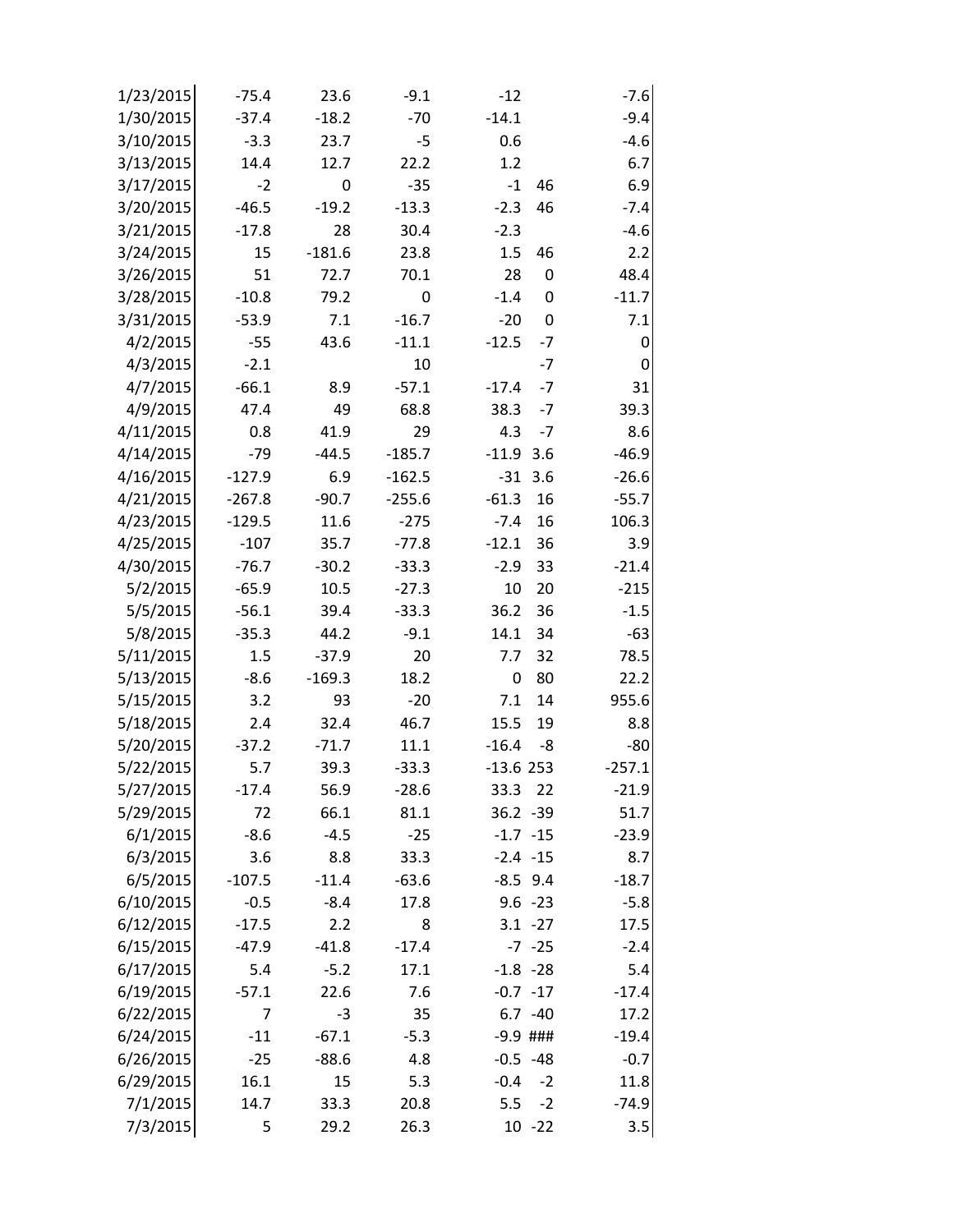| | | | | | | |
|---|---|---|---|---|---|---|
| 1/23/2015 | -75.4 | 23.6 | -9.1 | -12 | | -7.6 |
| 1/30/2015 | -37.4 | -18.2 | -70 | -14.1 | | -9.4 |
| 3/10/2015 | -3.3 | 23.7 | -5 | 0.6 | | -4.6 |
| 3/13/2015 | 14.4 | 12.7 | 22.2 | 1.2 | | 6.7 |
| 3/17/2015 | -2 | 0 | -35 | -1 | 46 | 6.9 |
| 3/20/2015 | -46.5 | -19.2 | -13.3 | -2.3 | 46 | -7.4 |
| 3/21/2015 | -17.8 | 28 | 30.4 | -2.3 | | -4.6 |
| 3/24/2015 | 15 | -181.6 | 23.8 | 1.5 | 46 | 2.2 |
| 3/26/2015 | 51 | 72.7 | 70.1 | 28 | 0 | 48.4 |
| 3/28/2015 | -10.8 | 79.2 | 0 | -1.4 | 0 | -11.7 |
| 3/31/2015 | -53.9 | 7.1 | -16.7 | -20 | 0 | 7.1 |
| 4/2/2015 | -55 | 43.6 | -11.1 | -12.5 | -7 | 0 |
| 4/3/2015 | -2.1 | | 10 | | -7 | 0 |
| 4/7/2015 | -66.1 | 8.9 | -57.1 | -17.4 | -7 | 31 |
| 4/9/2015 | 47.4 | 49 | 68.8 | 38.3 | -7 | 39.3 |
| 4/11/2015 | 0.8 | 41.9 | 29 | 4.3 | -7 | 8.6 |
| 4/14/2015 | -79 | -44.5 | -185.7 | -11.9 | 3.6 | -46.9 |
| 4/16/2015 | -127.9 | 6.9 | -162.5 | -31 | 3.6 | -26.6 |
| 4/21/2015 | -267.8 | -90.7 | -255.6 | -61.3 | 16 | -55.7 |
| 4/23/2015 | -129.5 | 11.6 | -275 | -7.4 | 16 | 106.3 |
| 4/25/2015 | -107 | 35.7 | -77.8 | -12.1 | 36 | 3.9 |
| 4/30/2015 | -76.7 | -30.2 | -33.3 | -2.9 | 33 | -21.4 |
| 5/2/2015 | -65.9 | 10.5 | -27.3 | 10 | 20 | -215 |
| 5/5/2015 | -56.1 | 39.4 | -33.3 | 36.2 | 36 | -1.5 |
| 5/8/2015 | -35.3 | 44.2 | -9.1 | 14.1 | 34 | -63 |
| 5/11/2015 | 1.5 | -37.9 | 20 | 7.7 | 32 | 78.5 |
| 5/13/2015 | -8.6 | -169.3 | 18.2 | 0 | 80 | 22.2 |
| 5/15/2015 | 3.2 | 93 | -20 | 7.1 | 14 | 955.6 |
| 5/18/2015 | 2.4 | 32.4 | 46.7 | 15.5 | 19 | 8.8 |
| 5/20/2015 | -37.2 | -71.7 | 11.1 | -16.4 | -8 | -80 |
| 5/22/2015 | 5.7 | 39.3 | -33.3 | -13.6 | 253 | -257.1 |
| 5/27/2015 | -17.4 | 56.9 | -28.6 | 33.3 | 22 | -21.9 |
| 5/29/2015 | 72 | 66.1 | 81.1 | 36.2 | -39 | 51.7 |
| 6/1/2015 | -8.6 | -4.5 | -25 | -1.7 | -15 | -23.9 |
| 6/3/2015 | 3.6 | 8.8 | 33.3 | -2.4 | -15 | 8.7 |
| 6/5/2015 | -107.5 | -11.4 | -63.6 | -8.5 | 9.4 | -18.7 |
| 6/10/2015 | -0.5 | -8.4 | 17.8 | 9.6 | -23 | -5.8 |
| 6/12/2015 | -17.5 | 2.2 | 8 | 3.1 | -27 | 17.5 |
| 6/15/2015 | -47.9 | -41.8 | -17.4 | -7 | -25 | -2.4 |
| 6/17/2015 | 5.4 | -5.2 | 17.1 | -1.8 | -28 | 5.4 |
| 6/19/2015 | -57.1 | 22.6 | 7.6 | -0.7 | -17 | -17.4 |
| 6/22/2015 | 7 | -3 | 35 | 6.7 | -40 | 17.2 |
| 6/24/2015 | -11 | -67.1 | -5.3 | -9.9 | ### | -19.4 |
| 6/26/2015 | -25 | -88.6 | 4.8 | -0.5 | -48 | -0.7 |
| 6/29/2015 | 16.1 | 15 | 5.3 | -0.4 | -2 | 11.8 |
| 7/1/2015 | 14.7 | 33.3 | 20.8 | 5.5 | -2 | -74.9 |
| 7/3/2015 | 5 | 29.2 | 26.3 | 10 | -22 | 3.5 |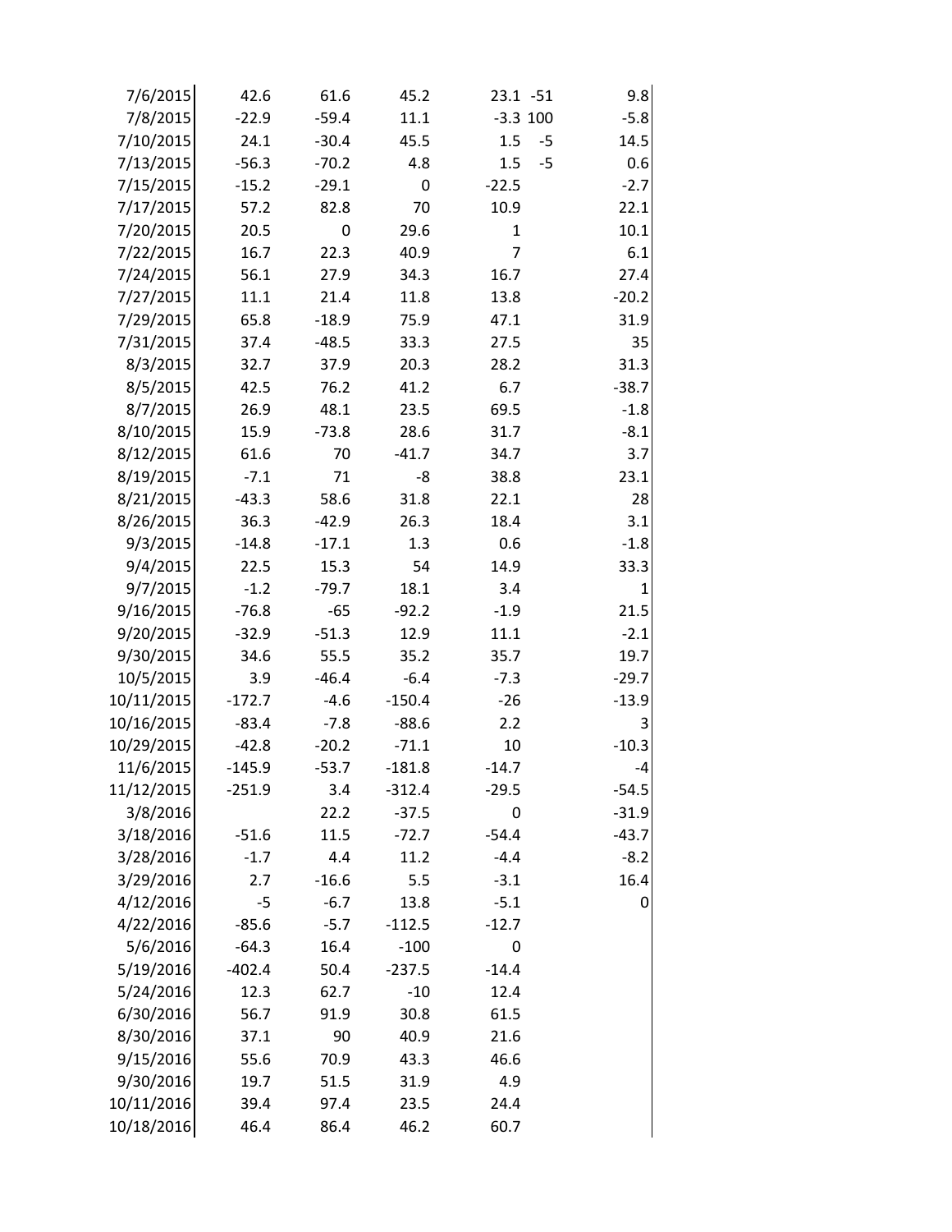| | | | | | | |
|---|---|---|---|---|---|---|
| 7/6/2015 | 42.6 | 61.6 | 45.2 | 23.1 | -51 | 9.8 |
| 7/8/2015 | -22.9 | -59.4 | 11.1 | -3.3 | 100 | -5.8 |
| 7/10/2015 | 24.1 | -30.4 | 45.5 | 1.5 | -5 | 14.5 |
| 7/13/2015 | -56.3 | -70.2 | 4.8 | 1.5 | -5 | 0.6 |
| 7/15/2015 | -15.2 | -29.1 | 0 | -22.5 | | -2.7 |
| 7/17/2015 | 57.2 | 82.8 | 70 | 10.9 | | 22.1 |
| 7/20/2015 | 20.5 | 0 | 29.6 | 1 | | 10.1 |
| 7/22/2015 | 16.7 | 22.3 | 40.9 | 7 | | 6.1 |
| 7/24/2015 | 56.1 | 27.9 | 34.3 | 16.7 | | 27.4 |
| 7/27/2015 | 11.1 | 21.4 | 11.8 | 13.8 | | -20.2 |
| 7/29/2015 | 65.8 | -18.9 | 75.9 | 47.1 | | 31.9 |
| 7/31/2015 | 37.4 | -48.5 | 33.3 | 27.5 | | 35 |
| 8/3/2015 | 32.7 | 37.9 | 20.3 | 28.2 | | 31.3 |
| 8/5/2015 | 42.5 | 76.2 | 41.2 | 6.7 | | -38.7 |
| 8/7/2015 | 26.9 | 48.1 | 23.5 | 69.5 | | -1.8 |
| 8/10/2015 | 15.9 | -73.8 | 28.6 | 31.7 | | -8.1 |
| 8/12/2015 | 61.6 | 70 | -41.7 | 34.7 | | 3.7 |
| 8/19/2015 | -7.1 | 71 | -8 | 38.8 | | 23.1 |
| 8/21/2015 | -43.3 | 58.6 | 31.8 | 22.1 | | 28 |
| 8/26/2015 | 36.3 | -42.9 | 26.3 | 18.4 | | 3.1 |
| 9/3/2015 | -14.8 | -17.1 | 1.3 | 0.6 | | -1.8 |
| 9/4/2015 | 22.5 | 15.3 | 54 | 14.9 | | 33.3 |
| 9/7/2015 | -1.2 | -79.7 | 18.1 | 3.4 | | 1 |
| 9/16/2015 | -76.8 | -65 | -92.2 | -1.9 | | 21.5 |
| 9/20/2015 | -32.9 | -51.3 | 12.9 | 11.1 | | -2.1 |
| 9/30/2015 | 34.6 | 55.5 | 35.2 | 35.7 | | 19.7 |
| 10/5/2015 | 3.9 | -46.4 | -6.4 | -7.3 | | -29.7 |
| 10/11/2015 | -172.7 | -4.6 | -150.4 | -26 | | -13.9 |
| 10/16/2015 | -83.4 | -7.8 | -88.6 | 2.2 | | 3 |
| 10/29/2015 | -42.8 | -20.2 | -71.1 | 10 | | -10.3 |
| 11/6/2015 | -145.9 | -53.7 | -181.8 | -14.7 | | -4 |
| 11/12/2015 | -251.9 | 3.4 | -312.4 | -29.5 | | -54.5 |
| 3/8/2016 | | 22.2 | -37.5 | 0 | | -31.9 |
| 3/18/2016 | -51.6 | 11.5 | -72.7 | -54.4 | | -43.7 |
| 3/28/2016 | -1.7 | 4.4 | 11.2 | -4.4 | | -8.2 |
| 3/29/2016 | 2.7 | -16.6 | 5.5 | -3.1 | | 16.4 |
| 4/12/2016 | -5 | -6.7 | 13.8 | -5.1 | | 0 |
| 4/22/2016 | -85.6 | -5.7 | -112.5 | -12.7 | | |
| 5/6/2016 | -64.3 | 16.4 | -100 | 0 | | |
| 5/19/2016 | -402.4 | 50.4 | -237.5 | -14.4 | | |
| 5/24/2016 | 12.3 | 62.7 | -10 | 12.4 | | |
| 6/30/2016 | 56.7 | 91.9 | 30.8 | 61.5 | | |
| 8/30/2016 | 37.1 | 90 | 40.9 | 21.6 | | |
| 9/15/2016 | 55.6 | 70.9 | 43.3 | 46.6 | | |
| 9/30/2016 | 19.7 | 51.5 | 31.9 | 4.9 | | |
| 10/11/2016 | 39.4 | 97.4 | 23.5 | 24.4 | | |
| 10/18/2016 | 46.4 | 86.4 | 46.2 | 60.7 | | |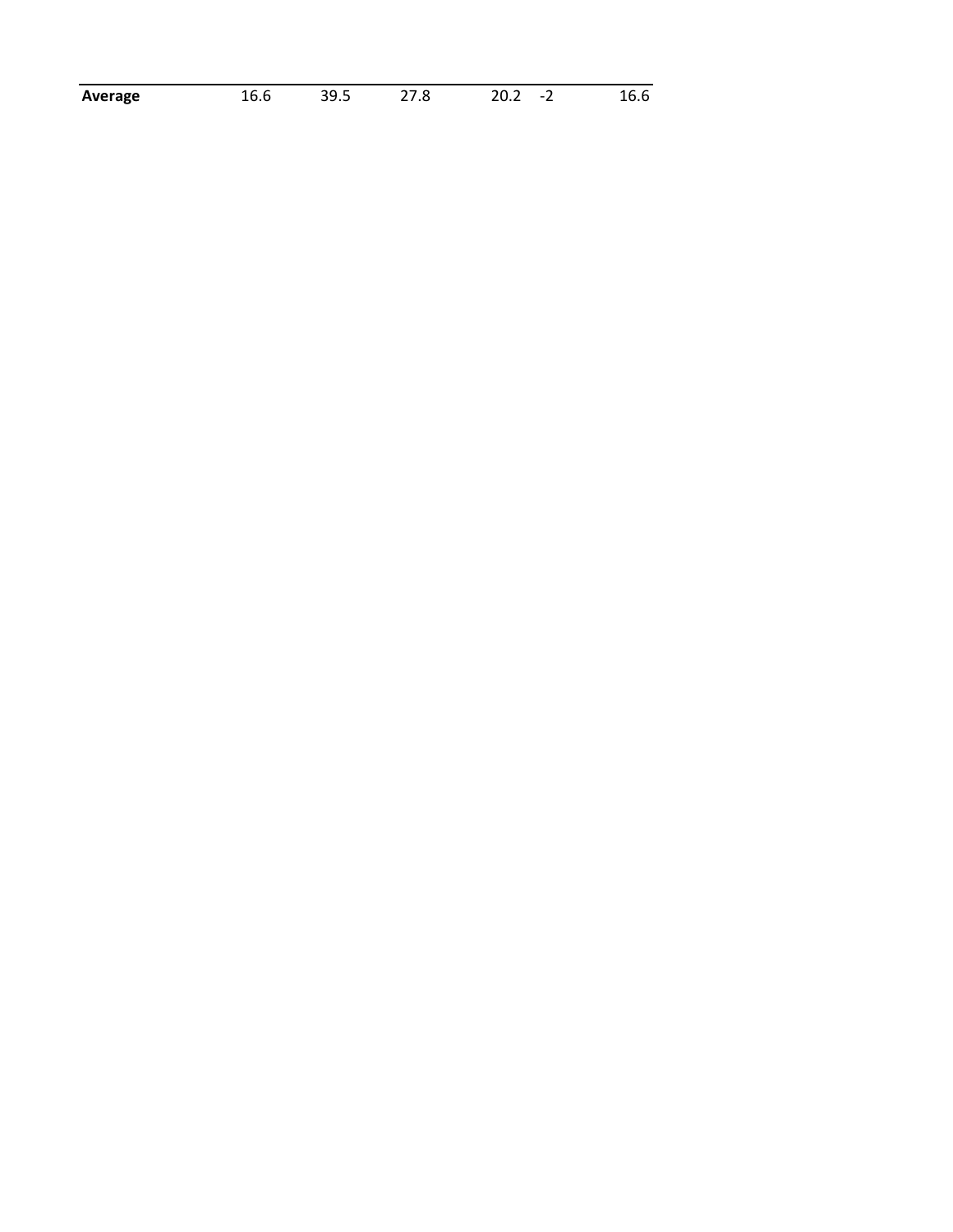| | | | | | | |
|---|---|---|---|---|---|---|
| **Average** | 16.6 | 39.5 | 27.8 | 20.2 | -2 | 16.6 |